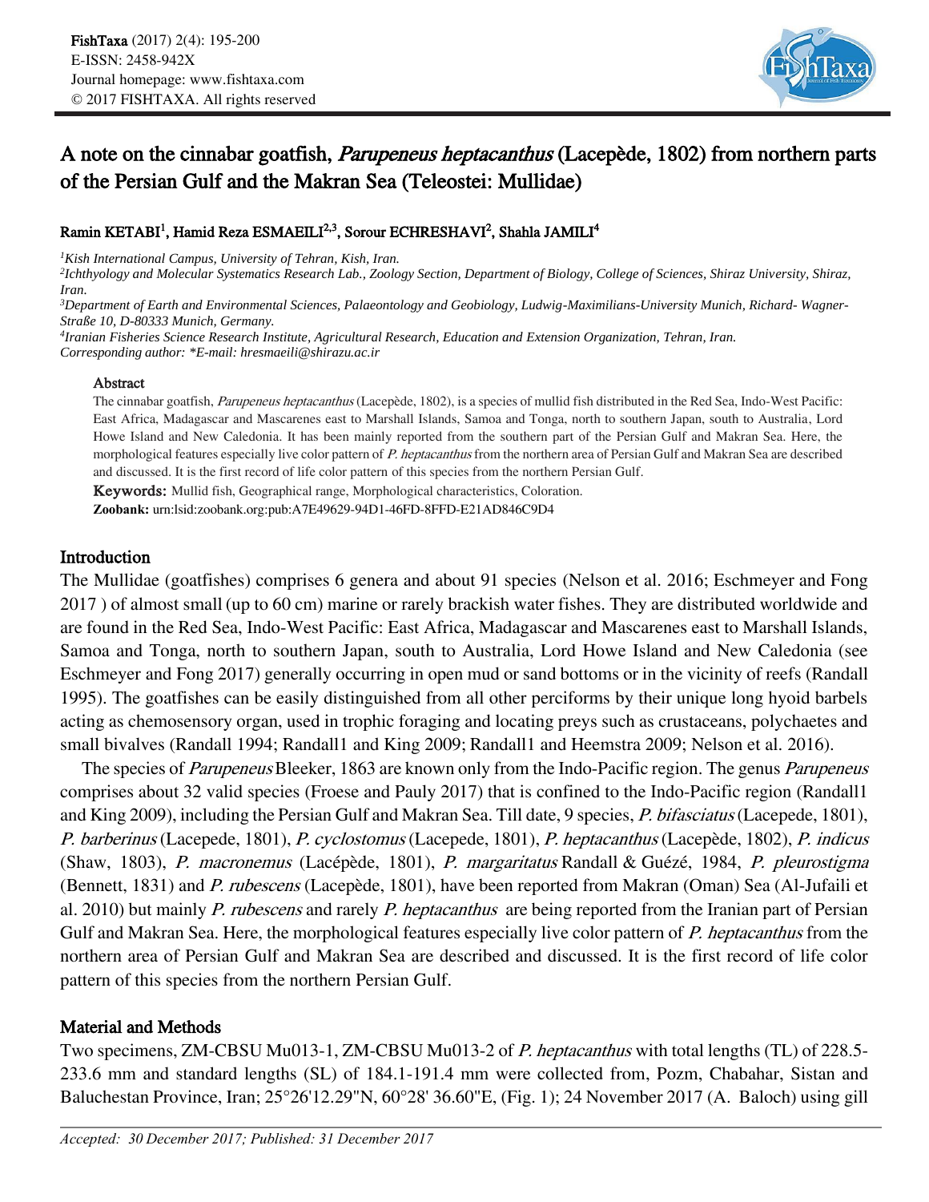# A note on the cinnabar goatfish, *Parupeneus heptacanthus* (Lacepède, 1802) from northern parts of the Persian Gulf and the Makran Sea (Teleostei: Mullidae)

**Ramin KETABI[1], Hamid Reza ESMAEILI[2,3], Sorour ECHRESHAVI[2], Shahla JAMILI[4]**

*[1]Kish International Campus, University of Tehran, Kish, Iran.*
*[2]Ichthyology and Molecular Systematics Research Lab., Zoology Section, Department of Biology, College of Sciences, Shiraz University, Shiraz, Iran.*
*[3]Department of Earth and Environmental Sciences, Palaeontology and Geobiology, Ludwig-Maximilians-University Munich, Richard- Wagner-Straße 10, D-80333 Munich, Germany.*
*[4]Iranian Fisheries Science Research Institute, Agricultural Research, Education and Extension Organization, Tehran, Iran.*
*Corresponding author: \*E-mail: hresmaeili@shirazu.ac.ir*

### Abstract

The cinnabar goatfish, *Parupeneus heptacanthus* (Lacepède, 1802), is a species of mullid fish distributed in the Red Sea, Indo-West Pacific: East Africa, Madagascar and Mascarenes east to Marshall Islands, Samoa and Tonga, north to southern Japan, south to Australia, Lord Howe Island and New Caledonia. It has been mainly reported from the southern part of the Persian Gulf and Makran Sea. Here, the morphological features especially live color pattern of *P. heptacanthus* from the northern area of Persian Gulf and Makran Sea are described and discussed. It is the first record of life color pattern of this species from the northern Persian Gulf.

**Keywords:** Mullid fish, Geographical range, Morphological characteristics, Coloration.

**Zoobank:** urn:lsid:zoobank.org:pub:A7E49629-94D1-46FD-8FFD-E21AD846C9D4

## Introduction

The Mullidae (goatfishes) comprises 6 genera and about 91 species (Nelson et al. 2016; Eschmeyer and Fong 2017 ) of almost small (up to 60 cm) marine or rarely brackish water fishes. They are distributed worldwide and are found in the Red Sea, Indo-West Pacific: East Africa, Madagascar and Mascarenes east to Marshall Islands, Samoa and Tonga, north to southern Japan, south to Australia, Lord Howe Island and New Caledonia (see Eschmeyer and Fong 2017) generally occurring in open mud or sand bottoms or in the vicinity of reefs (Randall 1995). The goatfishes can be easily distinguished from all other perciforms by their unique long hyoid barbels acting as chemosensory organ, used in trophic foraging and locating preys such as crustaceans, polychaetes and small bivalves (Randall 1994; Randall1 and King 2009; Randall1 and Heemstra 2009; Nelson et al. 2016).

The species of *Parupeneus* Bleeker, 1863 are known only from the Indo-Pacific region. The genus *Parupeneus* comprises about 32 valid species (Froese and Pauly 2017) that is confined to the Indo-Pacific region (Randall1 and King 2009), including the Persian Gulf and Makran Sea. Till date, 9 species, *P. bifasciatus* (Lacepede, 1801), *P. barberinus* (Lacepede, 1801), *P. cyclostomus* (Lacepede, 1801), *P. heptacanthus* (Lacepède, 1802), *P. indicus* (Shaw, 1803), *P. macronemus* (Lacépède, 1801), *P. margaritatus* Randall & Guézé, 1984, *P. pleurostigma* (Bennett, 1831) and *P. rubescens* (Lacepède, 1801), have been reported from Makran (Oman) Sea (Al-Jufaili et al. 2010) but mainly *P. rubescens* and rarely *P. heptacanthus* are being reported from the Iranian part of Persian Gulf and Makran Sea. Here, the morphological features especially live color pattern of *P. heptacanthus* from the northern area of Persian Gulf and Makran Sea are described and discussed. It is the first record of life color pattern of this species from the northern Persian Gulf.

## Material and Methods

Two specimens, ZM-CBSU Mu013-1, ZM-CBSU Mu013-2 of *P. heptacanthus* with total lengths (TL) of 228.5-233.6 mm and standard lengths (SL) of 184.1-191.4 mm were collected from, Pozm, Chabahar, Sistan and Baluchestan Province, Iran; 25°26'12.29"N, 60°28' 36.60"E, (Fig. 1); 24 November 2017 (A. Baloch) using gill

*Accepted: 30 December 2017; Published: 31 December 2017*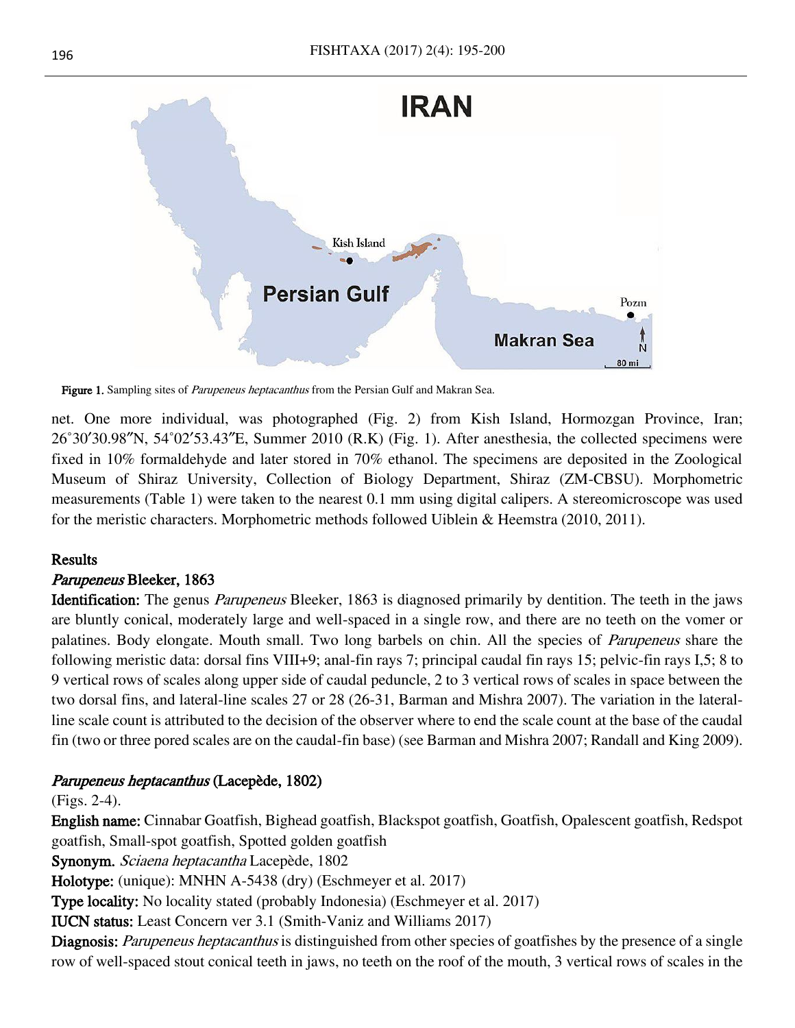Figure 1. Sampling sites of *Parupeneus heptacanthus* from the Persian Gulf and Makran Sea.

net. One more individual, was photographed (Fig. 2) from Kish Island, Hormozgan Province, Iran; 26˚30′30.98″N, 54˚02′53.43″E, Summer 2010 (R.K) (Fig. 1). After anesthesia, the collected specimens were fixed in 10% formaldehyde and later stored in 70% ethanol. The specimens are deposited in the Zoological Museum of Shiraz University, Collection of Biology Department, Shiraz (ZM-CBSU). Morphometric measurements (Table 1) were taken to the nearest 0.1 mm using digital calipers. A stereomicroscope was used for the meristic characters. Morphometric methods followed Uiblein & Heemstra (2010, 2011).

## Results

### *Parupeneus* Bleeker, 1863

**Identification:** The genus *Parupeneus* Bleeker, 1863 is diagnosed primarily by dentition. The teeth in the jaws are bluntly conical, moderately large and well-spaced in a single row, and there are no teeth on the vomer or palatines. Body elongate. Mouth small. Two long barbels on chin. All the species of *Parupeneus* share the following meristic data: dorsal fins VIII+9; anal-fin rays 7; principal caudal fin rays 15; pelvic-fin rays I,5; 8 to 9 vertical rows of scales along upper side of caudal peduncle, 2 to 3 vertical rows of scales in space between the two dorsal fins, and lateral-line scales 27 or 28 (26-31, Barman and Mishra 2007). The variation in the lateral-line scale count is attributed to the decision of the observer where to end the scale count at the base of the caudal fin (two or three pored scales are on the caudal-fin base) (see Barman and Mishra 2007; Randall and King 2009).

### *Parupeneus heptacanthus* (Lacepède, 1802)

(Figs. 2-4).

**English name:** Cinnabar Goatfish, Bighead goatfish, Blackspot goatfish, Goatfish, Opalescent goatfish, Redspot goatfish, Small-spot goatfish, Spotted golden goatfish

**Synonym.** *Sciaena heptacantha* Lacepède, 1802

**Holotype:** (unique): MNHN A-5438 (dry) (Eschmeyer et al. 2017)

**Type locality:** No locality stated (probably Indonesia) (Eschmeyer et al. 2017)

**IUCN status:** Least Concern ver 3.1 (Smith-Vaniz and Williams 2017)

**Diagnosis:** *Parupeneus heptacanthus* is distinguished from other species of goatfishes by the presence of a single row of well-spaced stout conical teeth in jaws, no teeth on the roof of the mouth, 3 vertical rows of scales in the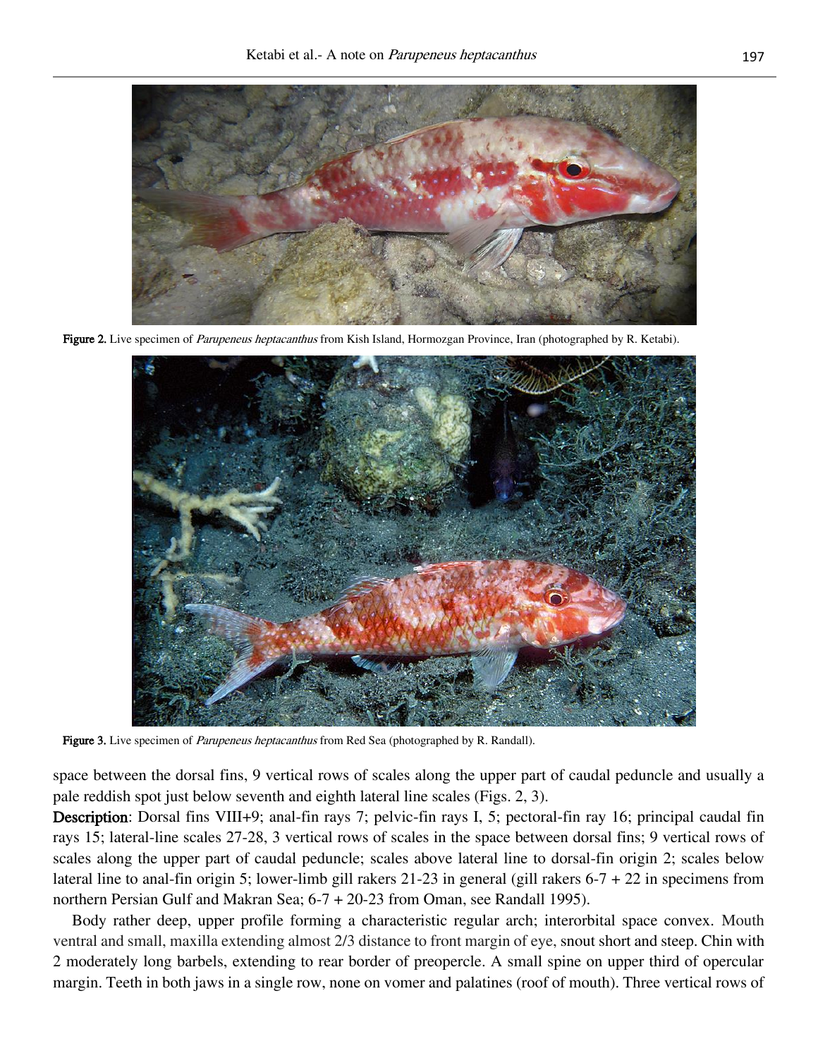Figure 2. Live specimen of *Parupeneus heptacanthus* from Kish Island, Hormozgan Province, Iran (photographed by R. Ketabi).

Figure 3. Live specimen of *Parupeneus heptacanthus* from Red Sea (photographed by R. Randall).

space between the dorsal fins, 9 vertical rows of scales along the upper part of caudal peduncle and usually a pale reddish spot just below seventh and eighth lateral line scales (Figs. 2, 3).

**Description**: Dorsal fins VIII+9; anal-fin rays 7; pelvic-fin rays I, 5; pectoral-fin ray 16; principal caudal fin rays 15; lateral-line scales 27-28, 3 vertical rows of scales in the space between dorsal fins; 9 vertical rows of scales along the upper part of caudal peduncle; scales above lateral line to dorsal-fin origin 2; scales below lateral line to anal-fin origin 5; lower-limb gill rakers 21-23 in general (gill rakers 6-7 + 22 in specimens from northern Persian Gulf and Makran Sea; 6-7 + 20-23 from Oman, see Randall 1995).

Body rather deep, upper profile forming a characteristic regular arch; interorbital space convex. Mouth ventral and small, maxilla extending almost 2/3 distance to front margin of eye, snout short and steep. Chin with 2 moderately long barbels, extending to rear border of preopercle. A small spine on upper third of opercular margin. Teeth in both jaws in a single row, none on vomer and palatines (roof of mouth). Three vertical rows of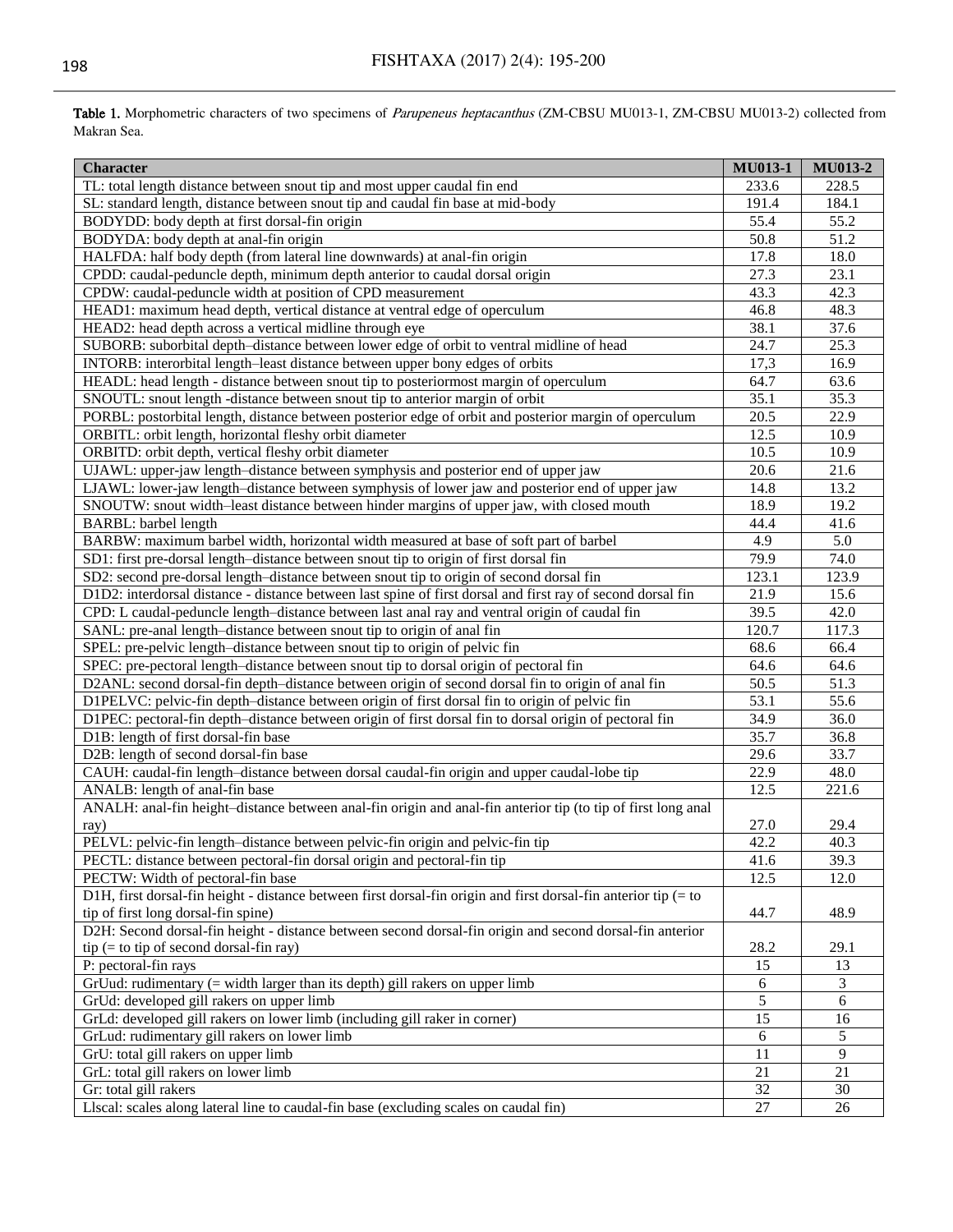**Table 1.** Morphometric characters of two specimens of *Parupeneus heptacanthus* (ZM-CBSU MU013-1, ZM-CBSU MU013-2) collected from Makran Sea.

| Character | MU013-1 | MU013-2 |
|---|---|---|
| TL: total length distance between snout tip and most upper caudal fin end | 233.6 | 228.5 |
| SL: standard length, distance between snout tip and caudal fin base at mid-body | 191.4 | 184.1 |
| BODYDD: body depth at first dorsal-fin origin | 55.4 | 55.2 |
| BODYDA: body depth at anal-fin origin | 50.8 | 51.2 |
| HALFDA: half body depth (from lateral line downwards) at anal-fin origin | 17.8 | 18.0 |
| CPDD: caudal-peduncle depth, minimum depth anterior to caudal dorsal origin | 27.3 | 23.1 |
| CPDW: caudal-peduncle width at position of CPD measurement | 43.3 | 42.3 |
| HEAD1: maximum head depth, vertical distance at ventral edge of operculum | 46.8 | 48.3 |
| HEAD2: head depth across a vertical midline through eye | 38.1 | 37.6 |
| SUBORB: suborbital depth–distance between lower edge of orbit to ventral midline of head | 24.7 | 25.3 |
| INTORB: interorbital length–least distance between upper bony edges of orbits | 17,3 | 16.9 |
| HEADL: head length - distance between snout tip to posteriormost margin of operculum | 64.7 | 63.6 |
| SNOUTL: snout length -distance between snout tip to anterior margin of orbit | 35.1 | 35.3 |
| PORBL: postorbital length, distance between posterior edge of orbit and posterior margin of operculum | 20.5 | 22.9 |
| ORBITL: orbit length, horizontal fleshy orbit diameter | 12.5 | 10.9 |
| ORBITD: orbit depth, vertical fleshy orbit diameter | 10.5 | 10.9 |
| UJAWL: upper-jaw length–distance between symphysis and posterior end of upper jaw | 20.6 | 21.6 |
| LJAWL: lower-jaw length–distance between symphysis of lower jaw and posterior end of upper jaw | 14.8 | 13.2 |
| SNOUTW: snout width–least distance between hinder margins of upper jaw, with closed mouth | 18.9 | 19.2 |
| BARBL: barbel length | 44.4 | 41.6 |
| BARBW: maximum barbel width, horizontal width measured at base of soft part of barbel | 4.9 | 5.0 |
| SD1: first pre-dorsal length–distance between snout tip to origin of first dorsal fin | 79.9 | 74.0 |
| SD2: second pre-dorsal length–distance between snout tip to origin of second dorsal fin | 123.1 | 123.9 |
| D1D2: interdorsal distance - distance between last spine of first dorsal and first ray of second dorsal fin | 21.9 | 15.6 |
| CPD: L caudal-peduncle length–distance between last anal ray and ventral origin of caudal fin | 39.5 | 42.0 |
| SANL: pre-anal length–distance between snout tip to origin of anal fin | 120.7 | 117.3 |
| SPEL: pre-pelvic length–distance between snout tip to origin of pelvic fin | 68.6 | 66.4 |
| SPEC: pre-pectoral length–distance between snout tip to dorsal origin of pectoral fin | 64.6 | 64.6 |
| D2ANL: second dorsal-fin depth–distance between origin of second dorsal fin to origin of anal fin | 50.5 | 51.3 |
| D1PELVC: pelvic-fin depth–distance between origin of first dorsal fin to origin of pelvic fin | 53.1 | 55.6 |
| D1PEC: pectoral-fin depth–distance between origin of first dorsal fin to dorsal origin of pectoral fin | 34.9 | 36.0 |
| D1B: length of first dorsal-fin base | 35.7 | 36.8 |
| D2B: length of second dorsal-fin base | 29.6 | 33.7 |
| CAUH: caudal-fin length–distance between dorsal caudal-fin origin and upper caudal-lobe tip | 22.9 | 48.0 |
| ANALB: length of anal-fin base | 12.5 | 221.6 |
| ANALH: anal-fin height–distance between anal-fin origin and anal-fin anterior tip (to tip of first long anal ray) | 27.0 | 29.4 |
| PELVL: pelvic-fin length–distance between pelvic-fin origin and pelvic-fin tip | 42.2 | 40.3 |
| PECTL: distance between pectoral-fin dorsal origin and pectoral-fin tip | 41.6 | 39.3 |
| PECTW: Width of pectoral-fin base | 12.5 | 12.0 |
| D1H, first dorsal-fin height - distance between first dorsal-fin origin and first dorsal-fin anterior tip (= to tip of first long dorsal-fin spine) | 44.7 | 48.9 |
| D2H: Second dorsal-fin height - distance between second dorsal-fin origin and second dorsal-fin anterior tip (= to tip of second dorsal-fin ray) | 28.2 | 29.1 |
| P: pectoral-fin rays | 15 | 13 |
| GrUud: rudimentary (= width larger than its depth) gill rakers on upper limb | 6 | 3 |
| GrUd: developed gill rakers on upper limb | 5 | 6 |
| GrLd: developed gill rakers on lower limb (including gill raker in corner) | 15 | 16 |
| GrLud: rudimentary gill rakers on lower limb | 6 | 5 |
| GrU: total gill rakers on upper limb | 11 | 9 |
| GrL: total gill rakers on lower limb | 21 | 21 |
| Gr: total gill rakers | 32 | 30 |
| Llscal: scales along lateral line to caudal-fin base (excluding scales on caudal fin) | 27 | 26 |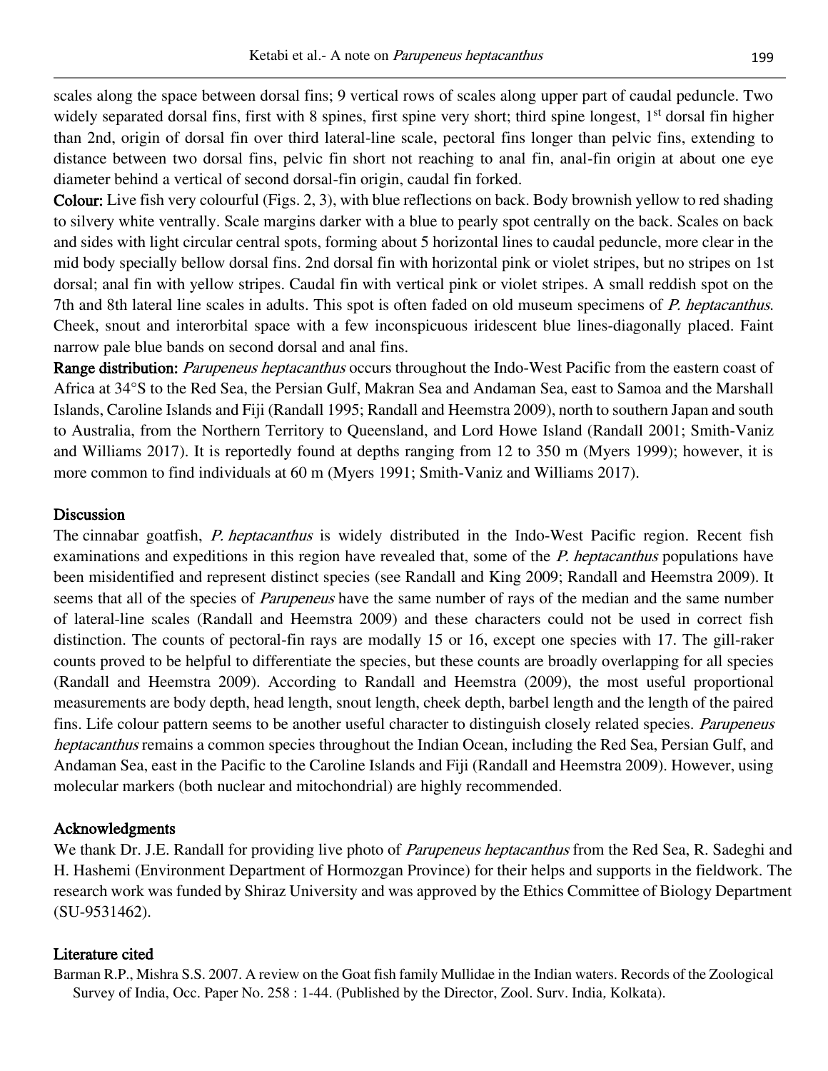scales along the space between dorsal fins; 9 vertical rows of scales along upper part of caudal peduncle. Two widely separated dorsal fins, first with 8 spines, first spine very short; third spine longest, 1st dorsal fin higher than 2nd, origin of dorsal fin over third lateral-line scale, pectoral fins longer than pelvic fins, extending to distance between two dorsal fins, pelvic fin short not reaching to anal fin, anal-fin origin at about one eye diameter behind a vertical of second dorsal-fin origin, caudal fin forked.

**Colour:** Live fish very colourful (Figs. 2, 3), with blue reflections on back. Body brownish yellow to red shading to silvery white ventrally. Scale margins darker with a blue to pearly spot centrally on the back. Scales on back and sides with light circular central spots, forming about 5 horizontal lines to caudal peduncle, more clear in the mid body specially bellow dorsal fins. 2nd dorsal fin with horizontal pink or violet stripes, but no stripes on 1st dorsal; anal fin with yellow stripes. Caudal fin with vertical pink or violet stripes. A small reddish spot on the 7th and 8th lateral line scales in adults. This spot is often faded on old museum specimens of *P. heptacanthus*. Cheek, snout and interorbital space with a few inconspicuous iridescent blue lines-diagonally placed. Faint narrow pale blue bands on second dorsal and anal fins.

**Range distribution:** *Parupeneus heptacanthus* occurs throughout the Indo-West Pacific from the eastern coast of Africa at 34°S to the Red Sea, the Persian Gulf, Makran Sea and Andaman Sea, east to Samoa and the Marshall Islands, Caroline Islands and Fiji (Randall 1995; Randall and Heemstra 2009), north to southern Japan and south to Australia, from the Northern Territory to Queensland, and Lord Howe Island (Randall 2001; Smith-Vaniz and Williams 2017). It is reportedly found at depths ranging from 12 to 350 m (Myers 1999); however, it is more common to find individuals at 60 m (Myers 1991; Smith-Vaniz and Williams 2017).

## Discussion

The cinnabar goatfish, *P. heptacanthus* is widely distributed in the Indo-West Pacific region. Recent fish examinations and expeditions in this region have revealed that, some of the *P. heptacanthus* populations have been misidentified and represent distinct species (see Randall and King 2009; Randall and Heemstra 2009). It seems that all of the species of *Parupeneus* have the same number of rays of the median and the same number of lateral-line scales (Randall and Heemstra 2009) and these characters could not be used in correct fish distinction. The counts of pectoral-fin rays are modally 15 or 16, except one species with 17. The gill-raker counts proved to be helpful to differentiate the species, but these counts are broadly overlapping for all species (Randall and Heemstra 2009). According to Randall and Heemstra (2009), the most useful proportional measurements are body depth, head length, snout length, cheek depth, barbel length and the length of the paired fins. Life colour pattern seems to be another useful character to distinguish closely related species. *Parupeneus heptacanthus* remains a common species throughout the Indian Ocean, including the Red Sea, Persian Gulf, and Andaman Sea, east in the Pacific to the Caroline Islands and Fiji (Randall and Heemstra 2009). However, using molecular markers (both nuclear and mitochondrial) are highly recommended.

## Acknowledgments

We thank Dr. J.E. Randall for providing live photo of *Parupeneus heptacanthus* from the Red Sea, R. Sadeghi and H. Hashemi (Environment Department of Hormozgan Province) for their helps and supports in the fieldwork. The research work was funded by Shiraz University and was approved by the Ethics Committee of Biology Department (SU-9531462).

## Literature cited

Barman R.P., Mishra S.S. 2007. A review on the Goat fish family Mullidae in the Indian waters. Records of the Zoological Survey of India, Occ. Paper No. 258 : 1-44. (Published by the Director, Zool. Surv. India, Kolkata).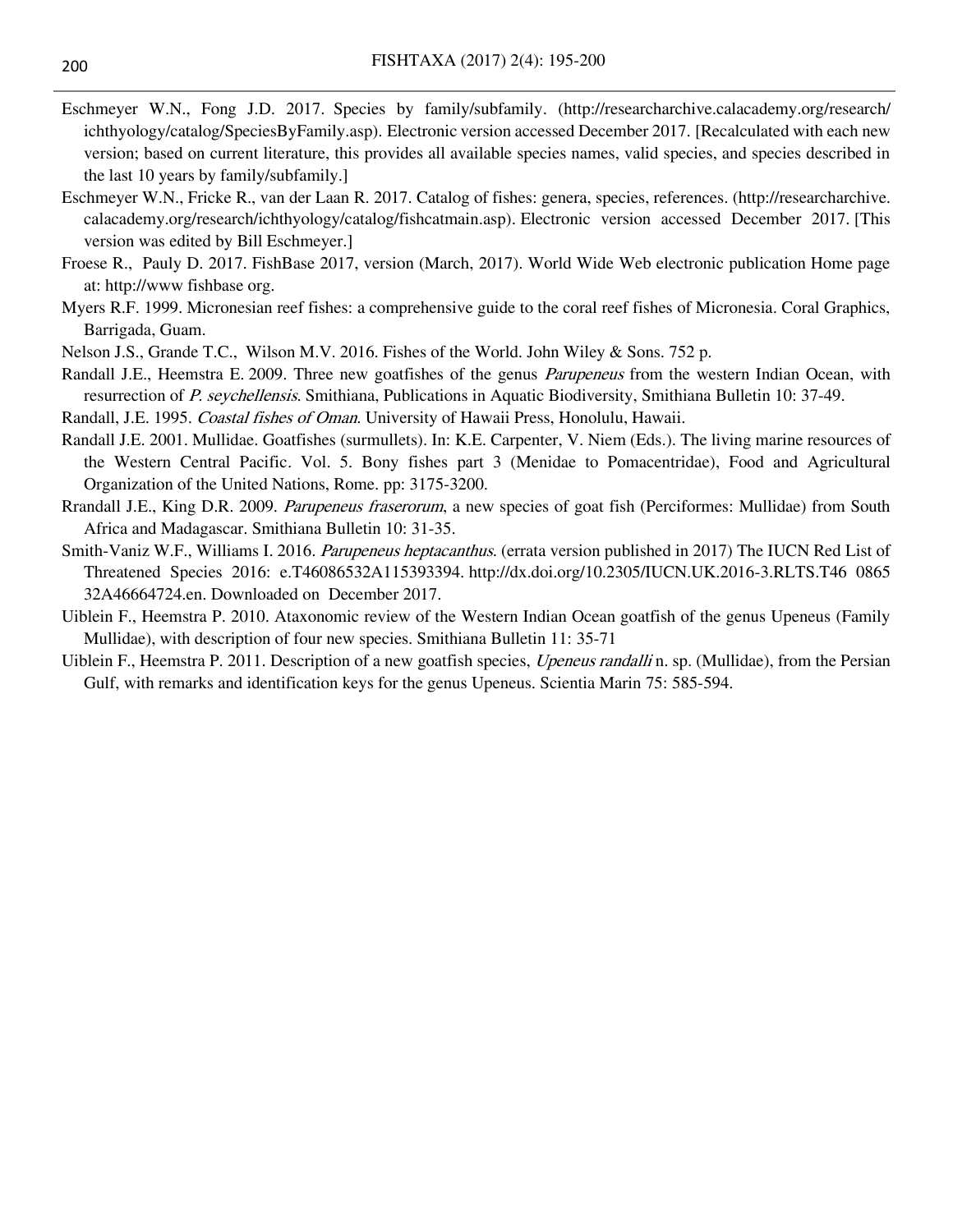Eschmeyer W.N., Fong J.D. 2017. Species by family/subfamily. (http://researcharchive.calacademy.org/research/ichthyology/catalog/SpeciesByFamily.asp). Electronic version accessed December 2017. [Recalculated with each new version; based on current literature, this provides all available species names, valid species, and species described in the last 10 years by family/subfamily.]

Eschmeyer W.N., Fricke R., van der Laan R. 2017. Catalog of fishes: genera, species, references. (http://researcharchive.calacademy.org/research/ichthyology/catalog/fishcatmain.asp). Electronic version accessed December 2017. [This version was edited by Bill Eschmeyer.]

Froese R., Pauly D. 2017. FishBase 2017, version (March, 2017). World Wide Web electronic publication Home page at: http://www fishbase org.

Myers R.F. 1999. Micronesian reef fishes: a comprehensive guide to the coral reef fishes of Micronesia. Coral Graphics, Barrigada, Guam.

Nelson J.S., Grande T.C., Wilson M.V. 2016. Fishes of the World. John Wiley & Sons. 752 p.

Randall J.E., Heemstra E. 2009. Three new goatfishes of the genus *Parupeneus* from the western Indian Ocean, with resurrection of *P. seychellensis*. Smithiana, Publications in Aquatic Biodiversity, Smithiana Bulletin 10: 37-49.

Randall, J.E. 1995. *Coastal fishes of Oman*. University of Hawaii Press, Honolulu, Hawaii.

Randall J.E. 2001. Mullidae. Goatfishes (surmullets). In: K.E. Carpenter, V. Niem (Eds.). The living marine resources of the Western Central Pacific. Vol. 5. Bony fishes part 3 (Menidae to Pomacentridae), Food and Agricultural Organization of the United Nations, Rome. pp: 3175-3200.

Rrandall J.E., King D.R. 2009. *Parupeneus fraserorum*, a new species of goat fish (Perciformes: Mullidae) from South Africa and Madagascar. Smithiana Bulletin 10: 31-35.

Smith-Vaniz W.F., Williams I. 2016. *Parupeneus heptacanthus*. (errata version published in 2017) The IUCN Red List of Threatened Species 2016: e.T46086532A115393394. http://dx.doi.org/10.2305/IUCN.UK.2016-3.RLTS.T46 0865 32A46664724.en. Downloaded on December 2017.

Uiblein F., Heemstra P. 2010. Ataxonomic review of the Western Indian Ocean goatfish of the genus Upeneus (Family Mullidae), with description of four new species. Smithiana Bulletin 11: 35-71

Uiblein F., Heemstra P. 2011. Description of a new goatfish species, *Upeneus randalli* n. sp. (Mullidae), from the Persian Gulf, with remarks and identification keys for the genus Upeneus. Scientia Marin 75: 585-594.